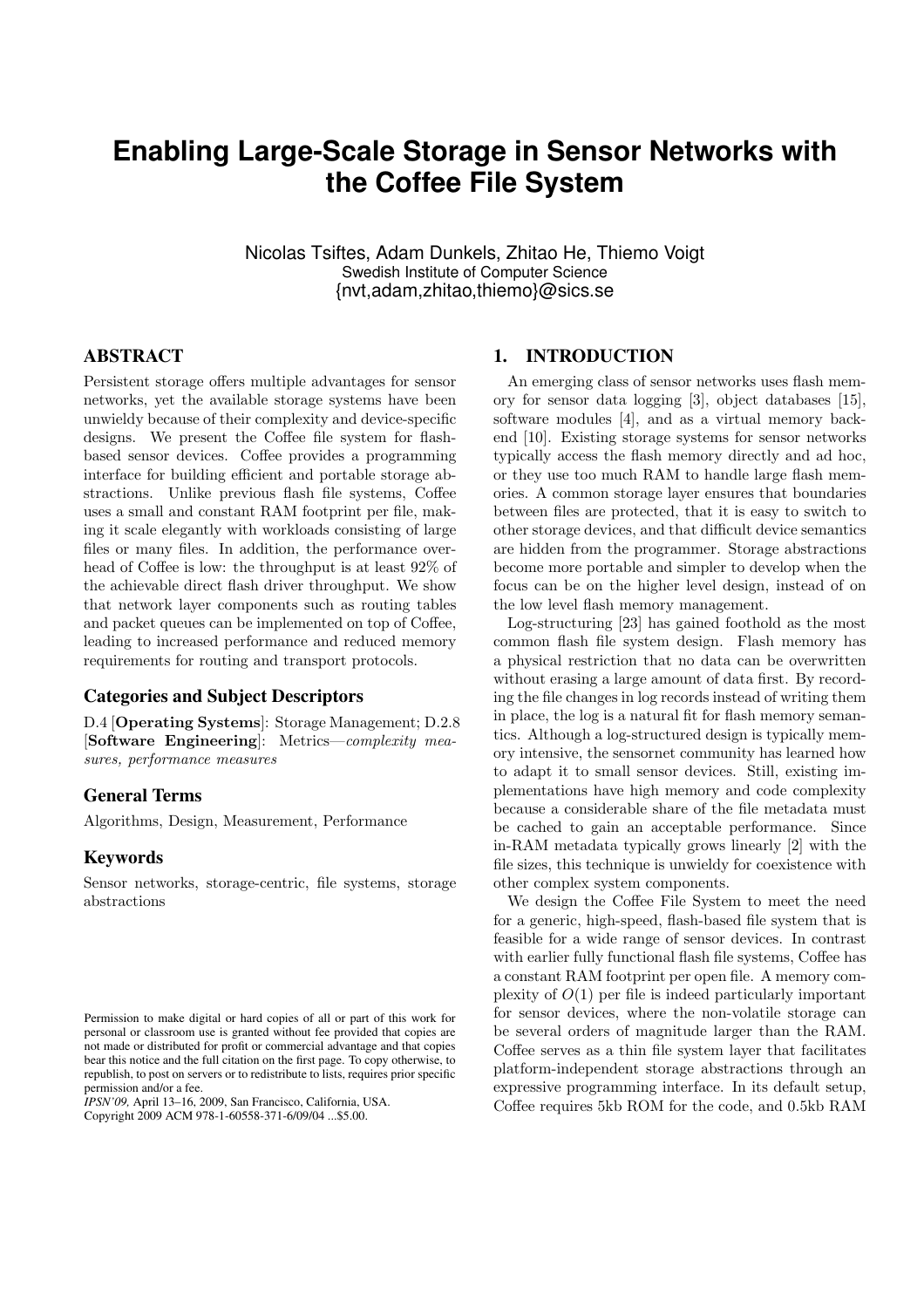# Enabling Large-Scale Storage in Sensor Networks with the Coffee File System

Nicolas Tsiftes, Adam Dunkels, Zhitao He, Thiemo Voigt
Swedish Institute of Computer Science
{nvt,adam,zhitao,thiemo}@sics.se

## ABSTRACT

Persistent storage offers multiple advantages for sensor networks, yet the available storage systems have been unwieldy because of their complexity and device-specific designs. We present the Coffee file system for flash-based sensor devices. Coffee provides a programming interface for building efficient and portable storage abstractions. Unlike previous flash file systems, Coffee uses a small and constant RAM footprint per file, making it scale elegantly with workloads consisting of large files or many files. In addition, the performance overhead of Coffee is low: the throughput is at least 92% of the achievable direct flash driver throughput. We show that network layer components such as routing tables and packet queues can be implemented on top of Coffee, leading to increased performance and reduced memory requirements for routing and transport protocols.

### Categories and Subject Descriptors

D.4 [**Operating Systems**]: Storage Management; D.2.8 [**Software Engineering**]: Metrics—*complexity measures, performance measures*

### General Terms

Algorithms, Design, Measurement, Performance

### Keywords

Sensor networks, storage-centric, file systems, storage abstractions

Permission to make digital or hard copies of all or part of this work for personal or classroom use is granted without fee provided that copies are not made or distributed for profit or commercial advantage and that copies bear this notice and the full citation on the first page. To copy otherwise, to republish, to post on servers or to redistribute to lists, requires prior specific permission and/or a fee.
*IPSN'09,* April 13–16, 2009, San Francisco, California, USA.
Copyright 2009 ACM 978-1-60558-371-6/09/04 ...$5.00.

## 1. INTRODUCTION

An emerging class of sensor networks uses flash memory for sensor data logging [3], object databases [15], software modules [4], and as a virtual memory backend [10]. Existing storage systems for sensor networks typically access the flash memory directly and ad hoc, or they use too much RAM to handle large flash memories. A common storage layer ensures that boundaries between files are protected, that it is easy to switch to other storage devices, and that difficult device semantics are hidden from the programmer. Storage abstractions become more portable and simpler to develop when the focus can be on the higher level design, instead of on the low level flash memory management.

Log-structuring [23] has gained foothold as the most common flash file system design. Flash memory has a physical restriction that no data can be overwritten without erasing a large amount of data first. By recording the file changes in log records instead of writing them in place, the log is a natural fit for flash memory semantics. Although a log-structured design is typically memory intensive, the sensornet community has learned how to adapt it to small sensor devices. Still, existing implementations have high memory and code complexity because a considerable share of the file metadata must be cached to gain an acceptable performance. Since in-RAM metadata typically grows linearly [2] with the file sizes, this technique is unwieldy for coexistence with other complex system components.

We design the Coffee File System to meet the need for a generic, high-speed, flash-based file system that is feasible for a wide range of sensor devices. In contrast with earlier fully functional flash file systems, Coffee has a constant RAM footprint per open file. A memory complexity of $O(1)$ per file is indeed particularly important for sensor devices, where the non-volatile storage can be several orders of magnitude larger than the RAM. Coffee serves as a thin file system layer that facilitates platform-independent storage abstractions through an expressive programming interface. In its default setup, Coffee requires 5kb ROM for the code, and 0.5kb RAM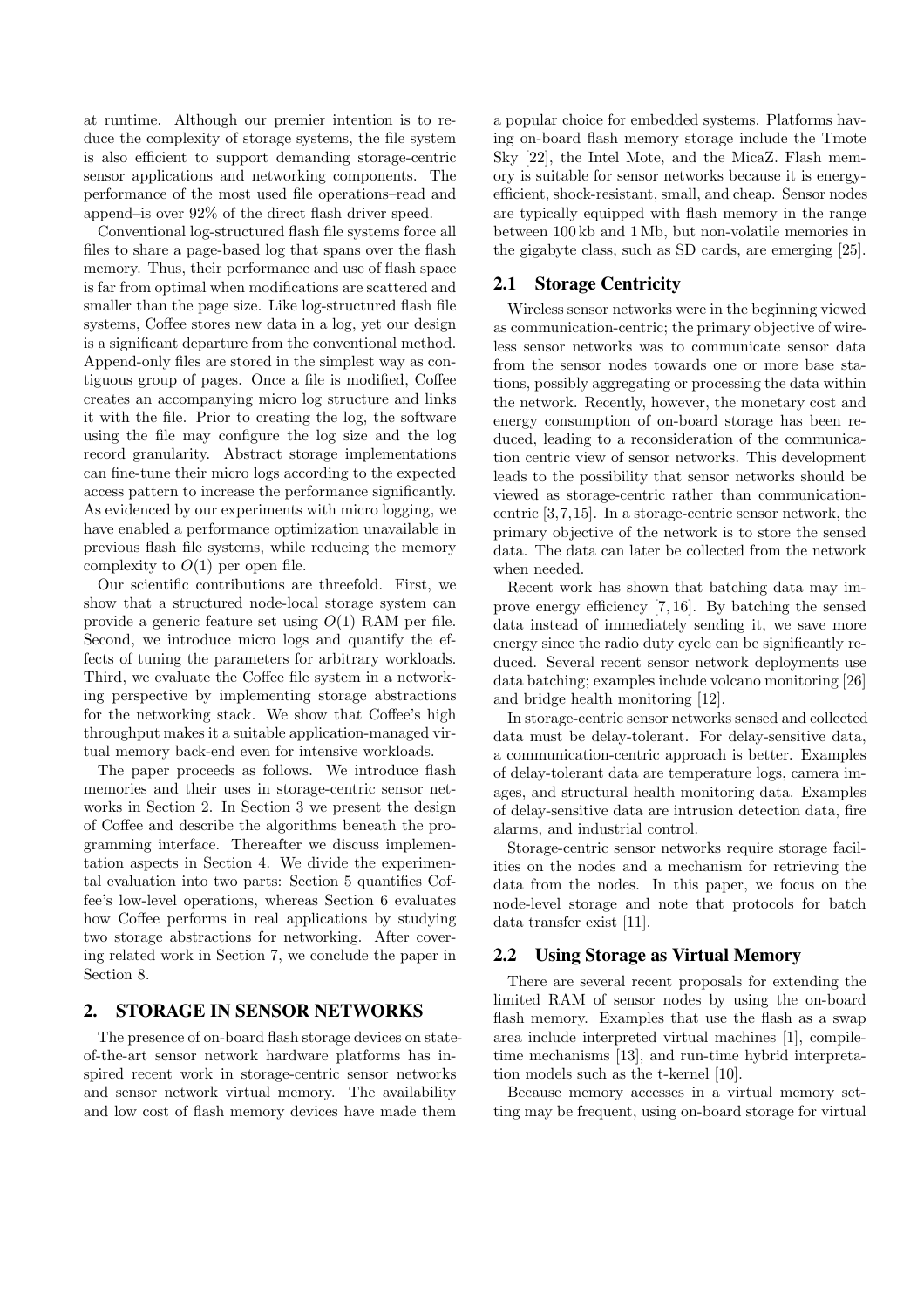at runtime. Although our premier intention is to reduce the complexity of storage systems, the file system is also efficient to support demanding storage-centric sensor applications and networking components. The performance of the most used file operations–read and append–is over 92% of the direct flash driver speed.

Conventional log-structured flash file systems force all files to share a page-based log that spans over the flash memory. Thus, their performance and use of flash space is far from optimal when modifications are scattered and smaller than the page size. Like log-structured flash file systems, Coffee stores new data in a log, yet our design is a significant departure from the conventional method. Append-only files are stored in the simplest way as contiguous group of pages. Once a file is modified, Coffee creates an accompanying micro log structure and links it with the file. Prior to creating the log, the software using the file may configure the log size and the log record granularity. Abstract storage implementations can fine-tune their micro logs according to the expected access pattern to increase the performance significantly. As evidenced by our experiments with micro logging, we have enabled a performance optimization unavailable in previous flash file systems, while reducing the memory complexity to $O(1)$ per open file.

Our scientific contributions are threefold. First, we show that a structured node-local storage system can provide a generic feature set using $O(1)$ RAM per file. Second, we introduce micro logs and quantify the effects of tuning the parameters for arbitrary workloads. Third, we evaluate the Coffee file system in a networking perspective by implementing storage abstractions for the networking stack. We show that Coffee's high throughput makes it a suitable application-managed virtual memory back-end even for intensive workloads.

The paper proceeds as follows. We introduce flash memories and their uses in storage-centric sensor networks in Section 2. In Section 3 we present the design of Coffee and describe the algorithms beneath the programming interface. Thereafter we discuss implementation aspects in Section 4. We divide the experimental evaluation into two parts: Section 5 quantifies Coffee's low-level operations, whereas Section 6 evaluates how Coffee performs in real applications by studying two storage abstractions for networking. After covering related work in Section 7, we conclude the paper in Section 8.

## 2. STORAGE IN SENSOR NETWORKS

The presence of on-board flash storage devices on state-of-the-art sensor network hardware platforms has inspired recent work in storage-centric sensor networks and sensor network virtual memory. The availability and low cost of flash memory devices have made them a popular choice for embedded systems. Platforms having on-board flash memory storage include the Tmote Sky [22], the Intel Mote, and the MicaZ. Flash memory is suitable for sensor networks because it is energy-efficient, shock-resistant, small, and cheap. Sensor nodes are typically equipped with flash memory in the range between 100 kb and 1 Mb, but non-volatile memories in the gigabyte class, such as SD cards, are emerging [25].

### 2.1 Storage Centricity

Wireless sensor networks were in the beginning viewed as communication-centric; the primary objective of wireless sensor networks was to communicate sensor data from the sensor nodes towards one or more base stations, possibly aggregating or processing the data within the network. Recently, however, the monetary cost and energy consumption of on-board storage has been reduced, leading to a reconsideration of the communication centric view of sensor networks. This development leads to the possibility that sensor networks should be viewed as storage-centric rather than communication-centric [3,7,15]. In a storage-centric sensor network, the primary objective of the network is to store the sensed data. The data can later be collected from the network when needed.

Recent work has shown that batching data may improve energy efficiency [7,16]. By batching the sensed data instead of immediately sending it, we save more energy since the radio duty cycle can be significantly reduced. Several recent sensor network deployments use data batching; examples include volcano monitoring [26] and bridge health monitoring [12].

In storage-centric sensor networks sensed and collected data must be delay-tolerant. For delay-sensitive data, a communication-centric approach is better. Examples of delay-tolerant data are temperature logs, camera images, and structural health monitoring data. Examples of delay-sensitive data are intrusion detection data, fire alarms, and industrial control.

Storage-centric sensor networks require storage facilities on the nodes and a mechanism for retrieving the data from the nodes. In this paper, we focus on the node-level storage and note that protocols for batch data transfer exist [11].

### 2.2 Using Storage as Virtual Memory

There are several recent proposals for extending the limited RAM of sensor nodes by using the on-board flash memory. Examples that use the flash as a swap area include interpreted virtual machines [1], compile-time mechanisms [13], and run-time hybrid interpretation models such as the t-kernel [10].

Because memory accesses in a virtual memory setting may be frequent, using on-board storage for virtual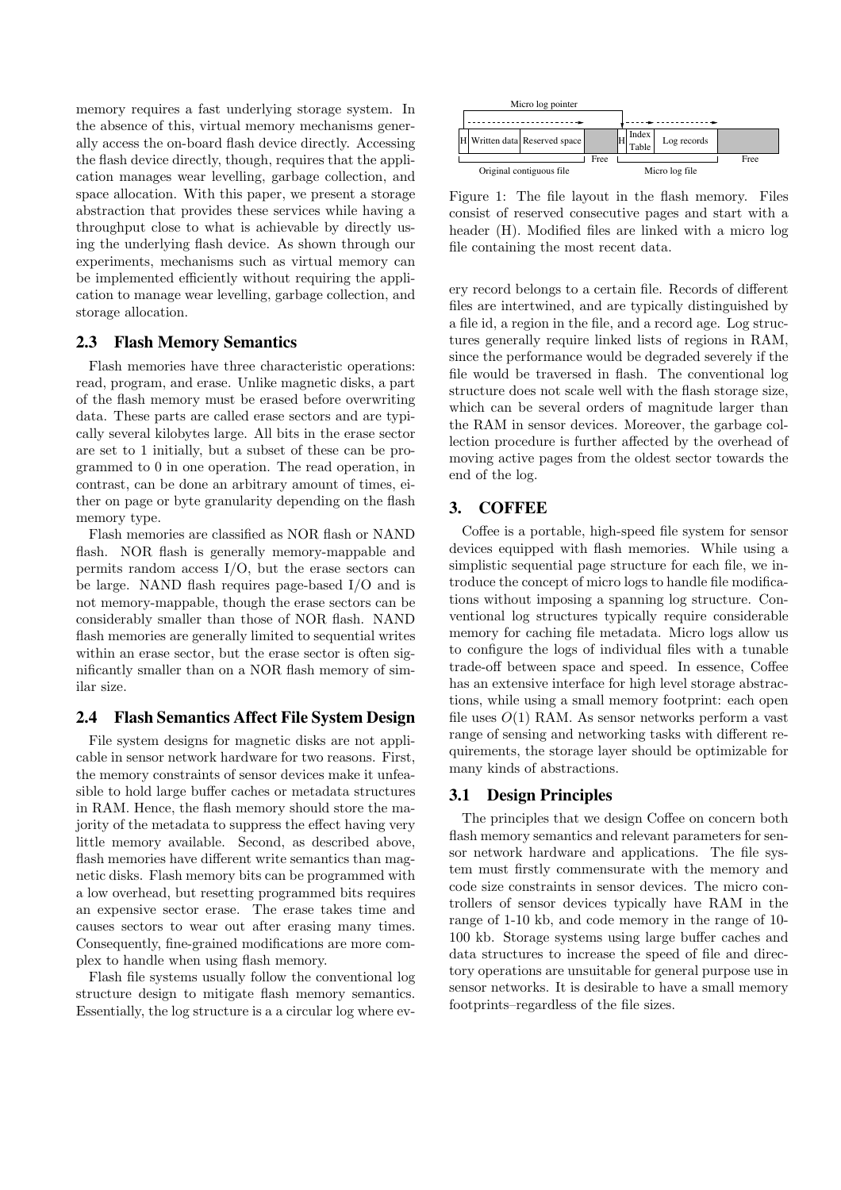memory requires a fast underlying storage system. In the absence of this, virtual memory mechanisms generally access the on-board flash device directly. Accessing the flash device directly, though, requires that the application manages wear levelling, garbage collection, and space allocation. With this paper, we present a storage abstraction that provides these services while having a throughput close to what is achievable by directly using the underlying flash device. As shown through our experiments, mechanisms such as virtual memory can be implemented efficiently without requiring the application to manage wear levelling, garbage collection, and storage allocation.

### 2.3 Flash Memory Semantics

Flash memories have three characteristic operations: read, program, and erase. Unlike magnetic disks, a part of the flash memory must be erased before overwriting data. These parts are called erase sectors and are typically several kilobytes large. All bits in the erase sector are set to 1 initially, but a subset of these can be programmed to 0 in one operation. The read operation, in contrast, can be done an arbitrary amount of times, either on page or byte granularity depending on the flash memory type.

Flash memories are classified as NOR flash or NAND flash. NOR flash is generally memory-mappable and permits random access I/O, but the erase sectors can be large. NAND flash requires page-based I/O and is not memory-mappable, though the erase sectors can be considerably smaller than those of NOR flash. NAND flash memories are generally limited to sequential writes within an erase sector, but the erase sector is often significantly smaller than on a NOR flash memory of similar size.

### 2.4 Flash Semantics Affect File System Design

File system designs for magnetic disks are not applicable in sensor network hardware for two reasons. First, the memory constraints of sensor devices make it unfeasible to hold large buffer caches or metadata structures in RAM. Hence, the flash memory should store the majority of the metadata to suppress the effect having very little memory available. Second, as described above, flash memories have different write semantics than magnetic disks. Flash memory bits can be programmed with a low overhead, but resetting programmed bits requires an expensive sector erase. The erase takes time and causes sectors to wear out after erasing many times. Consequently, fine-grained modifications are more complex to handle when using flash memory.

Flash file systems usually follow the conventional log structure design to mitigate flash memory semantics. Essentially, the log structure is a a circular log where every record belongs to a certain file. Records of different files are intertwined, and are typically distinguished by a file id, a region in the file, and a record age. Log structures generally require linked lists of regions in RAM, since the performance would be degraded severely if the file would be traversed in flash. The conventional log structure does not scale well with the flash storage size, which can be several orders of magnitude larger than the RAM in sensor devices. Moreover, the garbage collection procedure is further affected by the overhead of moving active pages from the oldest sector towards the end of the log.

Micro log pointer

| H | Written data | Reserved space | Free | H | Index Table | Log records | Free |
|---|---|---|---|---|---|---|---|

Original contiguous file — Micro log file

Figure 1: The file layout in the flash memory. Files consist of reserved consecutive pages and start with a header (H). Modified files are linked with a micro log file containing the most recent data.

## 3. COFFEE

Coffee is a portable, high-speed file system for sensor devices equipped with flash memories. While using a simplistic sequential page structure for each file, we introduce the concept of micro logs to handle file modifications without imposing a spanning log structure. Conventional log structures typically require considerable memory for caching file metadata. Micro logs allow us to configure the logs of individual files with a tunable trade-off between space and speed. In essence, Coffee has an extensive interface for high level storage abstractions, while using a small memory footprint: each open file uses $O(1)$ RAM. As sensor networks perform a vast range of sensing and networking tasks with different requirements, the storage layer should be optimizable for many kinds of abstractions.

### 3.1 Design Principles

The principles that we design Coffee on concern both flash memory semantics and relevant parameters for sensor network hardware and applications. The file system must firstly commensurate with the memory and code size constraints in sensor devices. The micro controllers of sensor devices typically have RAM in the range of 1-10 kb, and code memory in the range of 10-100 kb. Storage systems using large buffer caches and data structures to increase the speed of file and directory operations are unsuitable for general purpose use in sensor networks. It is desirable to have a small memory footprints–regardless of the file sizes.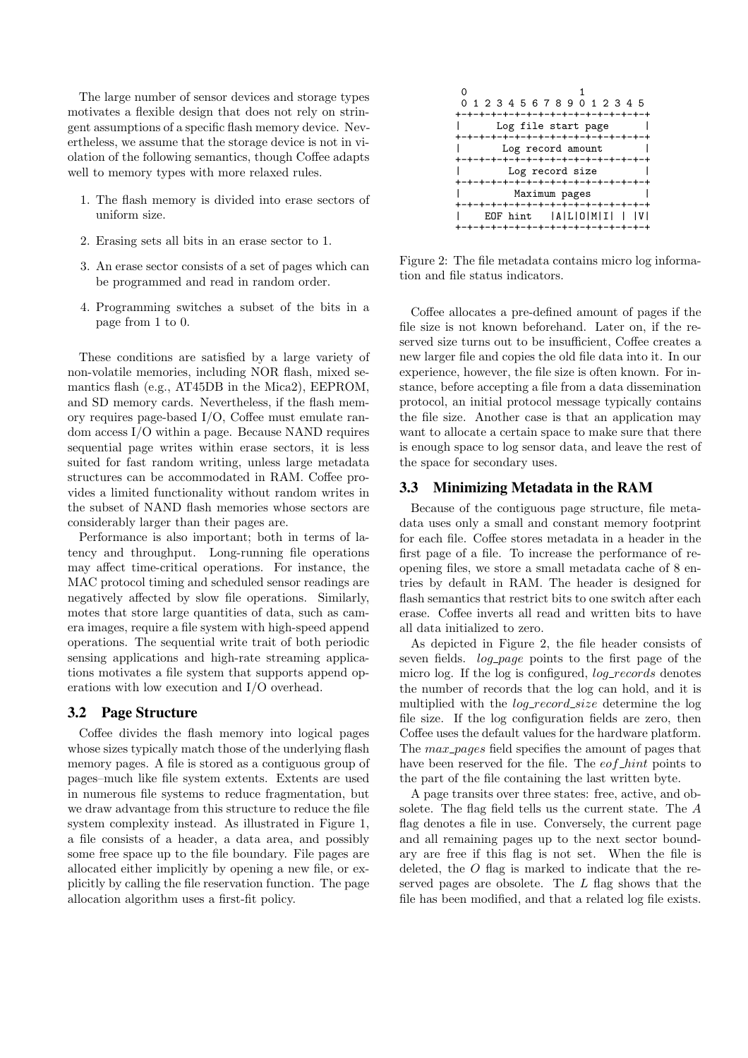The large number of sensor devices and storage types motivates a flexible design that does not rely on stringent assumptions of a specific flash memory device. Nevertheless, we assume that the storage device is not in violation of the following semantics, though Coffee adapts well to memory types with more relaxed rules.

1. The flash memory is divided into erase sectors of uniform size.
2. Erasing sets all bits in an erase sector to 1.
3. An erase sector consists of a set of pages which can be programmed and read in random order.
4. Programming switches a subset of the bits in a page from 1 to 0.

These conditions are satisfied by a large variety of non-volatile memories, including NOR flash, mixed semantics flash (e.g., AT45DB in the Mica2), EEPROM, and SD memory cards. Nevertheless, if the flash memory requires page-based I/O, Coffee must emulate random access I/O within a page. Because NAND requires sequential page writes within erase sectors, it is less suited for fast random writing, unless large metadata structures can be accommodated in RAM. Coffee provides a limited functionality without random writes in the subset of NAND flash memories whose sectors are considerably larger than their pages are.

Performance is also important; both in terms of latency and throughput. Long-running file operations may affect time-critical operations. For instance, the MAC protocol timing and scheduled sensor readings are negatively affected by slow file operations. Similarly, motes that store large quantities of data, such as camera images, require a file system with high-speed append operations. The sequential write trait of both periodic sensing applications and high-rate streaming applications motivates a file system that supports append operations with low execution and I/O overhead.

### 3.2 Page Structure

Coffee divides the flash memory into logical pages whose sizes typically match those of the underlying flash memory pages. A file is stored as a contiguous group of pages–much like file system extents. Extents are used in numerous file systems to reduce fragmentation, but we draw advantage from this structure to reduce the file system complexity instead. As illustrated in Figure 1, a file consists of a header, a data area, and possibly some free space up to the file boundary. File pages are allocated either implicitly by opening a new file, or explicitly by calling the file reservation function. The page allocation algorithm uses a first-fit policy.

```
 0                   1
 0 1 2 3 4 5 6 7 8 9 0 1 2 3 4 5
+-+-+-+-+-+-+-+-+-+-+-+-+-+-+-+-+
|      Log file start page      |
+-+-+-+-+-+-+-+-+-+-+-+-+-+-+-+-+
|       Log record amount       |
+-+-+-+-+-+-+-+-+-+-+-+-+-+-+-+-+
|        Log record size        |
+-+-+-+-+-+-+-+-+-+-+-+-+-+-+-+-+
|         Maximum pages         |
+-+-+-+-+-+-+-+-+-+-+-+-+-+-+-+-+
|   EOF hint    |A|L|O|M|I| |V|
+-+-+-+-+-+-+-+-+-+-+-+-+-+-+-+-+
```

Figure 2: The file metadata contains micro log information and file status indicators.

Coffee allocates a pre-defined amount of pages if the file size is not known beforehand. Later on, if the reserved size turns out to be insufficient, Coffee creates a new larger file and copies the old file data into it. In our experience, however, the file size is often known. For instance, before accepting a file from a data dissemination protocol, an initial protocol message typically contains the file size. Another case is that an application may want to allocate a certain space to make sure that there is enough space to log sensor data, and leave the rest of the space for secondary uses.

### 3.3 Minimizing Metadata in the RAM

Because of the contiguous page structure, file metadata uses only a small and constant memory footprint for each file. Coffee stores metadata in a header in the first page of a file. To increase the performance of reopening files, we store a small metadata cache of 8 entries by default in RAM. The header is designed for flash semantics that restrict bits to one switch after each erase. Coffee inverts all read and written bits to have all data initialized to zero.

As depicted in Figure 2, the file header consists of seven fields. *log_page* points to the first page of the micro log. If the log is configured, *log_records* denotes the number of records that the log can hold, and it is multiplied with the *log_record_size* determine the log file size. If the log configuration fields are zero, then Coffee uses the default values for the hardware platform. The *max_pages* field specifies the amount of pages that have been reserved for the file. The *eof_hint* points to the part of the file containing the last written byte.

A page transits over three states: free, active, and obsolete. The flag field tells us the current state. The $A$ flag denotes a file in use. Conversely, the current page and all remaining pages up to the next sector boundary are free if this flag is not set. When the file is deleted, the $O$ flag is marked to indicate that the reserved pages are obsolete. The $L$ flag shows that the file has been modified, and that a related log file exists.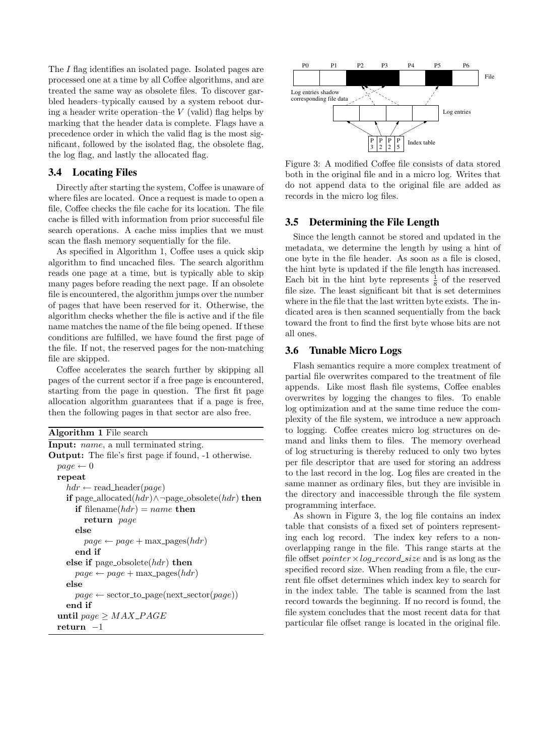The *I* flag identifies an isolated page. Isolated pages are processed one at a time by all Coffee algorithms, and are treated the same way as obsolete files. To discover garbled headers–typically caused by a system reboot during a header write operation–the *V* (valid) flag helps by marking that the header data is complete. Flags have a precedence order in which the valid flag is the most significant, followed by the isolated flag, the obsolete flag, the log flag, and lastly the allocated flag.

### 3.4 Locating Files

Directly after starting the system, Coffee is unaware of where files are located. Once a request is made to open a file, Coffee checks the file cache for its location. The file cache is filled with information from prior successful file search operations. A cache miss implies that we must scan the flash memory sequentially for the file.

As specified in Algorithm 1, Coffee uses a quick skip algorithm to find uncached files. The search algorithm reads one page at a time, but is typically able to skip many pages before reading the next page. If an obsolete file is encountered, the algorithm jumps over the number of pages that have been reserved for it. Otherwise, the algorithm checks whether the file is active and if the file name matches the name of the file being opened. If these conditions are fulfilled, we have found the first page of the file. If not, the reserved pages for the non-matching file are skipped.

Coffee accelerates the search further by skipping all pages of the current sector if a free page is encountered, starting from the page in question. The first fit page allocation algorithm guarantees that if a page is free, then the following pages in that sector are also free.

**Algorithm 1** File search

**Input:** *name*, a null terminated string.
**Output:** The file's first page if found, -1 otherwise.

$page \leftarrow 0$
**repeat**
  $hdr \leftarrow$ read_header($page$)
  **if** page_allocated($hdr$)$\wedge\neg$page_obsolete($hdr$) **then**
    **if** filename($hdr$) $= name$ **then**
      **return** $page$
    **else**
      $page \leftarrow page +$ max_pages($hdr$)
    **end if**
  **else if** page_obsolete($hdr$) **then**
    $page \leftarrow page +$ max_pages($hdr$)
  **else**
    $page \leftarrow$ sector_to_page(next_sector($page$))
  **end if**
**until** $page \geq MAX\_PAGE$
**return** $-1$

Figure 3: A modified Coffee file consists of data stored both in the original file and in a micro log. Writes that do not append data to the original file are added as records in the micro log files.

### 3.5 Determining the File Length

Since the length cannot be stored and updated in the metadata, we determine the length by using a hint of one byte in the file header. As soon as a file is closed, the hint byte is updated if the file length has increased. Each bit in the hint byte represents $\frac{1}{8}$ of the reserved file size. The least significant bit that is set determines where in the file that the last written byte exists. The indicated area is then scanned sequentially from the back toward the front to find the first byte whose bits are not all ones.

### 3.6 Tunable Micro Logs

Flash semantics require a more complex treatment of partial file overwrites compared to the treatment of file appends. Like most flash file systems, Coffee enables overwrites by logging the changes to files. To enable log optimization and at the same time reduce the complexity of the file system, we introduce a new approach to logging. Coffee creates micro log structures on demand and links them to files. The memory overhead of log structuring is thereby reduced to only two bytes per file descriptor that are used for storing an address to the last record in the log. Log files are created in the same manner as ordinary files, but they are invisible in the directory and inaccessible through the file system programming interface.

As shown in Figure 3, the log file contains an index table that consists of a fixed set of pointers representing each log record. The index key refers to a non-overlapping range in the file. This range starts at the file offset $pointer \times log\_record\_size$ and is as long as the specified record size. When reading from a file, the current file offset determines which index key to search for in the index table. The table is scanned from the last record towards the beginning. If no record is found, the file system concludes that the most recent data for that particular file offset range is located in the original file.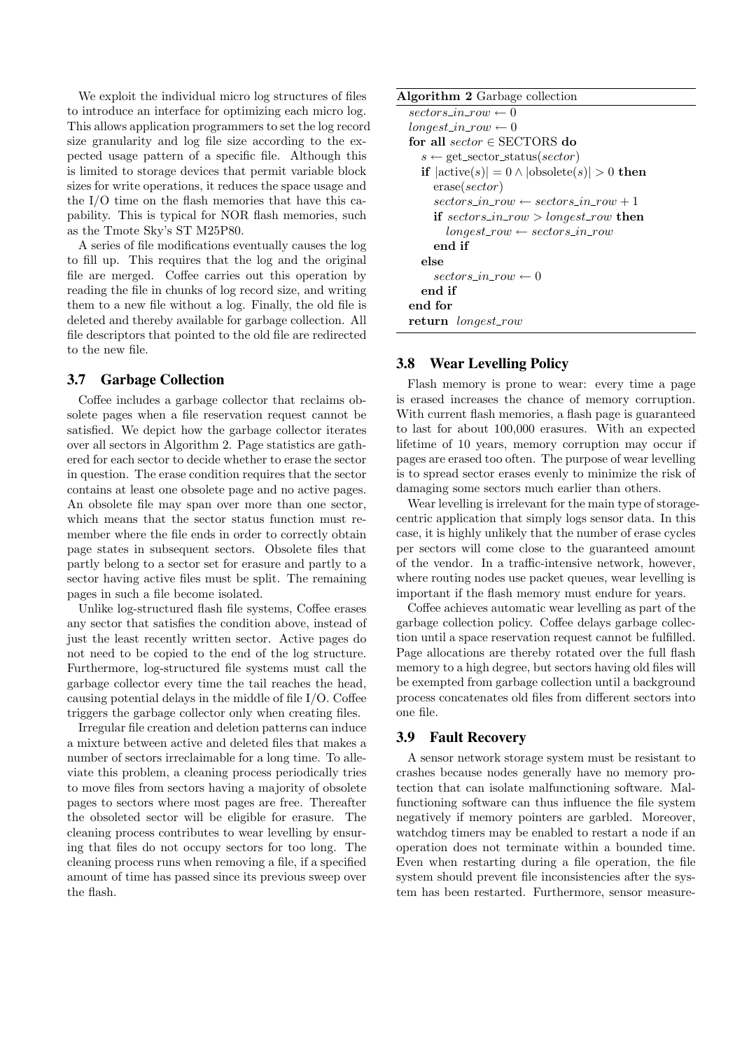We exploit the individual micro log structures of files to introduce an interface for optimizing each micro log. This allows application programmers to set the log record size granularity and log file size according to the expected usage pattern of a specific file. Although this is limited to storage devices that permit variable block sizes for write operations, it reduces the space usage and the I/O time on the flash memories that have this capability. This is typical for NOR flash memories, such as the Tmote Sky's ST M25P80.

A series of file modifications eventually causes the log to fill up. This requires that the log and the original file are merged. Coffee carries out this operation by reading the file in chunks of log record size, and writing them to a new file without a log. Finally, the old file is deleted and thereby available for garbage collection. All file descriptors that pointed to the old file are redirected to the new file.

### 3.7 Garbage Collection

Coffee includes a garbage collector that reclaims obsolete pages when a file reservation request cannot be satisfied. We depict how the garbage collector iterates over all sectors in Algorithm 2. Page statistics are gathered for each sector to decide whether to erase the sector in question. The erase condition requires that the sector contains at least one obsolete page and no active pages. An obsolete file may span over more than one sector, which means that the sector status function must remember where the file ends in order to correctly obtain page states in subsequent sectors. Obsolete files that partly belong to a sector set for erasure and partly to a sector having active files must be split. The remaining pages in such a file become isolated.

Unlike log-structured flash file systems, Coffee erases any sector that satisfies the condition above, instead of just the least recently written sector. Active pages do not need to be copied to the end of the log structure. Furthermore, log-structured file systems must call the garbage collector every time the tail reaches the head, causing potential delays in the middle of file I/O. Coffee triggers the garbage collector only when creating files.

Irregular file creation and deletion patterns can induce a mixture between active and deleted files that makes a number of sectors irreclaimable for a long time. To alleviate this problem, a cleaning process periodically tries to move files from sectors having a majority of obsolete pages to sectors where most pages are free. Thereafter the obsoleted sector will be eligible for erasure. The cleaning process contributes to wear levelling by ensuring that files do not occupy sectors for too long. The cleaning process runs when removing a file, if a specified amount of time has passed since its previous sweep over the flash.

**Algorithm 2** Garbage collection

```
sectors_in_row ← 0
longest_in_row ← 0
for all sector ∈ SECTORS do
    s ← get_sector_status(sector)
    if |active(s)| = 0 ∧ |obsolete(s)| > 0 then
        erase(sector)
        sectors_in_row ← sectors_in_row + 1
        if sectors_in_row > longest_row then
            longest_row ← sectors_in_row
        end if
    else
        sectors_in_row ← 0
    end if
end for
return longest_row
```

### 3.8 Wear Levelling Policy

Flash memory is prone to wear: every time a page is erased increases the chance of memory corruption. With current flash memories, a flash page is guaranteed to last for about 100,000 erasures. With an expected lifetime of 10 years, memory corruption may occur if pages are erased too often. The purpose of wear levelling is to spread sector erases evenly to minimize the risk of damaging some sectors much earlier than others.

Wear levelling is irrelevant for the main type of storage-centric application that simply logs sensor data. In this case, it is highly unlikely that the number of erase cycles per sectors will come close to the guaranteed amount of the vendor. In a traffic-intensive network, however, where routing nodes use packet queues, wear levelling is important if the flash memory must endure for years.

Coffee achieves automatic wear levelling as part of the garbage collection policy. Coffee delays garbage collection until a space reservation request cannot be fulfilled. Page allocations are thereby rotated over the full flash memory to a high degree, but sectors having old files will be exempted from garbage collection until a background process concatenates old files from different sectors into one file.

### 3.9 Fault Recovery

A sensor network storage system must be resistant to crashes because nodes generally have no memory protection that can isolate malfunctioning software. Malfunctioning software can thus influence the file system negatively if memory pointers are garbled. Moreover, watchdog timers may be enabled to restart a node if an operation does not terminate within a bounded time. Even when restarting during a file operation, the file system should prevent file inconsistencies after the system has been restarted. Furthermore, sensor measure-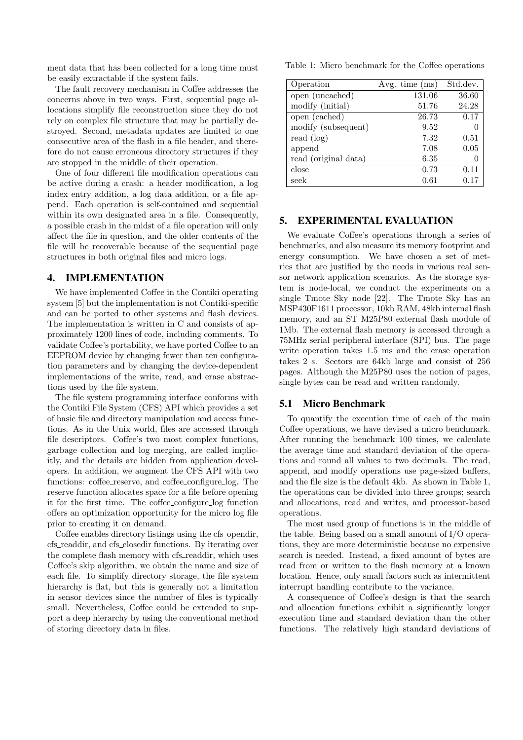ment data that has been collected for a long time must be easily extractable if the system fails.

The fault recovery mechanism in Coffee addresses the concerns above in two ways. First, sequential page allocations simplify file reconstruction since they do not rely on complex file structure that may be partially destroyed. Second, metadata updates are limited to one consecutive area of the flash in a file header, and therefore do not cause erroneous directory structures if they are stopped in the middle of their operation.

One of four different file modification operations can be active during a crash: a header modification, a log index entry addition, a log data addition, or a file append. Each operation is self-contained and sequential within its own designated area in a file. Consequently, a possible crash in the midst of a file operation will only affect the file in question, and the older contents of the file will be recoverable because of the sequential page structures in both original files and micro logs.

## 4. IMPLEMENTATION

We have implemented Coffee in the Contiki operating system [5] but the implementation is not Contiki-specific and can be ported to other systems and flash devices. The implementation is written in C and consists of approximately 1200 lines of code, including comments. To validate Coffee's portability, we have ported Coffee to an EEPROM device by changing fewer than ten configuration parameters and by changing the device-dependent implementations of the write, read, and erase abstractions used by the file system.

The file system programming interface conforms with the Contiki File System (CFS) API which provides a set of basic file and directory manipulation and access functions. As in the Unix world, files are accessed through file descriptors. Coffee's two most complex functions, garbage collection and log merging, are called implicitly, and the details are hidden from application developers. In addition, we augment the CFS API with two functions: coffee_reserve, and coffee_configure_log. The reserve function allocates space for a file before opening it for the first time. The coffee_configure_log function offers an optimization opportunity for the micro log file prior to creating it on demand.

Coffee enables directory listings using the cfs_opendir, cfs_readdir, and cfs_closedir functions. By iterating over the complete flash memory with cfs_readdir, which uses Coffee's skip algorithm, we obtain the name and size of each file. To simplify directory storage, the file system hierarchy is flat, but this is generally not a limitation in sensor devices since the number of files is typically small. Nevertheless, Coffee could be extended to support a deep hierarchy by using the conventional method of storing directory data in files.

Table 1: Micro benchmark for the Coffee operations

| Operation | Avg. time (ms) | Std.dev. |
|---|---|---|
| open (uncached) | 131.06 | 36.60 |
| modify (initial) | 51.76 | 24.28 |
| open (cached) | 26.73 | 0.17 |
| modify (subsequent) | 9.52 | 0 |
| read (log) | 7.32 | 0.51 |
| append | 7.08 | 0.05 |
| read (original data) | 6.35 | 0 |
| close | 0.73 | 0.11 |
| seek | 0.61 | 0.17 |

## 5. EXPERIMENTAL EVALUATION

We evaluate Coffee's operations through a series of benchmarks, and also measure its memory footprint and energy consumption. We have chosen a set of metrics that are justified by the needs in various real sensor network application scenarios. As the storage system is node-local, we conduct the experiments on a single Tmote Sky node [22]. The Tmote Sky has an MSP430F1611 processor, 10kb RAM, 48kb internal flash memory, and an ST M25P80 external flash module of 1Mb. The external flash memory is accessed through a 75MHz serial peripheral interface (SPI) bus. The page write operation takes 1.5 ms and the erase operation takes 2 s. Sectors are 64kb large and consist of 256 pages. Although the M25P80 uses the notion of pages, single bytes can be read and written randomly.

### 5.1 Micro Benchmark

To quantify the execution time of each of the main Coffee operations, we have devised a micro benchmark. After running the benchmark 100 times, we calculate the average time and standard deviation of the operations and round all values to two decimals. The read, append, and modify operations use page-sized buffers, and the file size is the default 4kb. As shown in Table 1, the operations can be divided into three groups; search and allocations, read and writes, and processor-based operations.

The most used group of functions is in the middle of the table. Being based on a small amount of I/O operations, they are more deterministic because no expensive search is needed. Instead, a fixed amount of bytes are read from or written to the flash memory at a known location. Hence, only small factors such as intermittent interrupt handling contribute to the variance.

A consequence of Coffee's design is that the search and allocation functions exhibit a significantly longer execution time and standard deviation than the other functions. The relatively high standard deviations of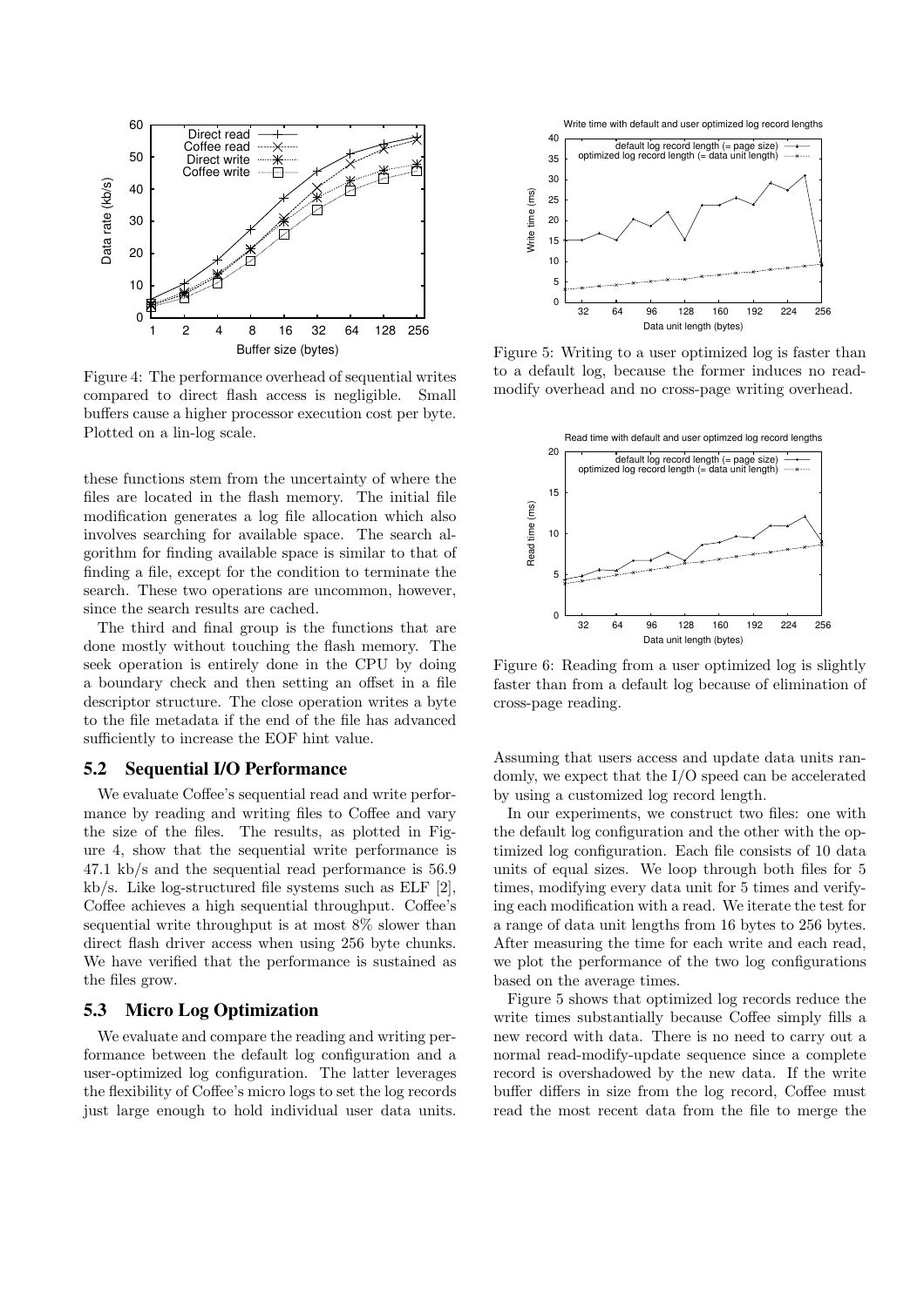Figure 4: The performance overhead of sequential writes compared to direct flash access is negligible. Small buffers cause a higher processor execution cost per byte. Plotted on a lin-log scale.

these functions stem from the uncertainty of where the files are located in the flash memory. The initial file modification generates a log file allocation which also involves searching for available space. The search algorithm for finding available space is similar to that of finding a file, except for the condition to terminate the search. These two operations are uncommon, however, since the search results are cached.

The third and final group is the functions that are done mostly without touching the flash memory. The seek operation is entirely done in the CPU by doing a boundary check and then setting an offset in a file descriptor structure. The close operation writes a byte to the file metadata if the end of the file has advanced sufficiently to increase the EOF hint value.

## 5.2 Sequential I/O Performance

We evaluate Coffee's sequential read and write performance by reading and writing files to Coffee and vary the size of the files. The results, as plotted in Figure 4, show that the sequential write performance is 47.1 kb/s and the sequential read performance is 56.9 kb/s. Like log-structured file systems such as ELF [2], Coffee achieves a high sequential throughput. Coffee's sequential write throughput is at most 8% slower than direct flash driver access when using 256 byte chunks. We have verified that the performance is sustained as the files grow.

## 5.3 Micro Log Optimization

We evaluate and compare the reading and writing performance between the default log configuration and a user-optimized log configuration. The latter leverages the flexibility of Coffee's micro logs to set the log records just large enough to hold individual user data units. Assuming that users access and update data units randomly, we expect that the I/O speed can be accelerated by using a customized log record length.

Figure 5: Writing to a user optimized log is faster than to a default log, because the former induces no read-modify overhead and no cross-page writing overhead.

Figure 6: Reading from a user optimized log is slightly faster than from a default log because of elimination of cross-page reading.

In our experiments, we construct two files: one with the default log configuration and the other with the optimized log configuration. Each file consists of 10 data units of equal sizes. We loop through both files for 5 times, modifying every data unit for 5 times and verifying each modification with a read. We iterate the test for a range of data unit lengths from 16 bytes to 256 bytes. After measuring the time for each write and each read, we plot the performance of the two log configurations based on the average times.

Figure 5 shows that optimized log records reduce the write times substantially because Coffee simply fills a new record with data. There is no need to carry out a normal read-modify-update sequence since a complete record is overshadowed by the new data. If the write buffer differs in size from the log record, Coffee must read the most recent data from the file to merge the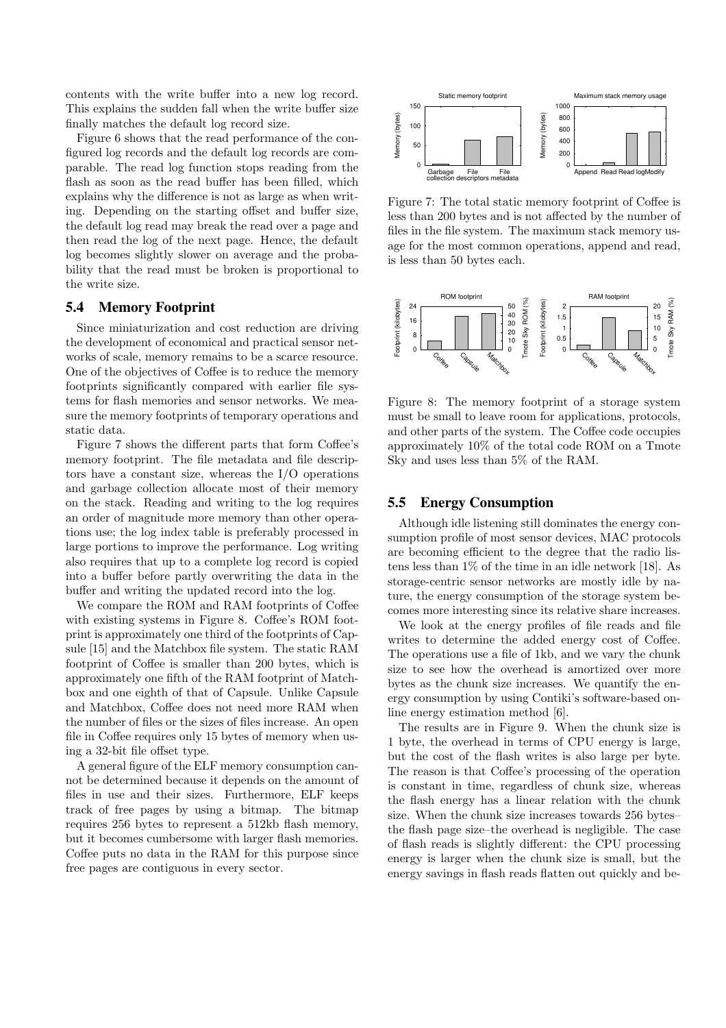contents with the write buffer into a new log record. This explains the sudden fall when the write buffer size finally matches the default log record size.

Figure 6 shows that the read performance of the configured log records and the default log records are comparable. The read log function stops reading from the flash as soon as the read buffer has been filled, which explains why the difference is not as large as when writing. Depending on the starting offset and buffer size, the default log read may break the read over a page and then read the log of the next page. Hence, the default log becomes slightly slower on average and the probability that the read must be broken is proportional to the write size.

## 5.4 Memory Footprint

Since miniaturization and cost reduction are driving the development of economical and practical sensor networks of scale, memory remains to be a scarce resource. One of the objectives of Coffee is to reduce the memory footprints significantly compared with earlier file systems for flash memories and sensor networks. We measure the memory footprints of temporary operations and static data.

Figure 7 shows the different parts that form Coffee's memory footprint. The file metadata and file descriptors have a constant size, whereas the I/O operations and garbage collection allocate most of their memory on the stack. Reading and writing to the log requires an order of magnitude more memory than other operations use; the log index table is preferably processed in large portions to improve the performance. Log writing also requires that up to a complete log record is copied into a buffer before partly overwriting the data in the buffer and writing the updated record into the log.

We compare the ROM and RAM footprints of Coffee with existing systems in Figure 8. Coffee's ROM footprint is approximately one third of the footprints of Capsule [15] and the Matchbox file system. The static RAM footprint of Coffee is smaller than 200 bytes, which is approximately one fifth of the RAM footprint of Matchbox and one eighth of that of Capsule. Unlike Capsule and Matchbox, Coffee does not need more RAM when the number of files or the sizes of files increase. An open file in Coffee requires only 15 bytes of memory when using a 32-bit file offset type.

A general figure of the ELF memory consumption cannot be determined because it depends on the amount of files in use and their sizes. Furthermore, ELF keeps track of free pages by using a bitmap. The bitmap requires 256 bytes to represent a 512kb flash memory, but it becomes cumbersome with larger flash memories. Coffee puts no data in the RAM for this purpose since free pages are contiguous in every sector.

Figure 7: The total static memory footprint of Coffee is less than 200 bytes and is not affected by the number of files in the file system. The maximum stack memory usage for the most common operations, append and read, is less than 50 bytes each.

Figure 8: The memory footprint of a storage system must be small to leave room for applications, protocols, and other parts of the system. The Coffee code occupies approximately 10% of the total code ROM on a Tmote Sky and uses less than 5% of the RAM.

## 5.5 Energy Consumption

Although idle listening still dominates the energy consumption profile of most sensor devices, MAC protocols are becoming efficient to the degree that the radio listens less than 1% of the time in an idle network [18]. As storage-centric sensor networks are mostly idle by nature, the energy consumption of the storage system becomes more interesting since its relative share increases.

We look at the energy profiles of file reads and file writes to determine the added energy cost of Coffee. The operations use a file of 1kb, and we vary the chunk size to see how the overhead is amortized over more bytes as the chunk size increases. We quantify the energy consumption by using Contiki's software-based online energy estimation method [6].

The results are in Figure 9. When the chunk size is 1 byte, the overhead in terms of CPU energy is large, but the cost of the flash writes is also large per byte. The reason is that Coffee's processing of the operation is constant in time, regardless of chunk size, whereas the flash energy has a linear relation with the chunk size. When the chunk size increases towards 256 bytes–the flash page size–the overhead is negligible. The case of flash reads is slightly different: the CPU processing energy is larger when the chunk size is small, but the energy savings in flash reads flatten out quickly and be-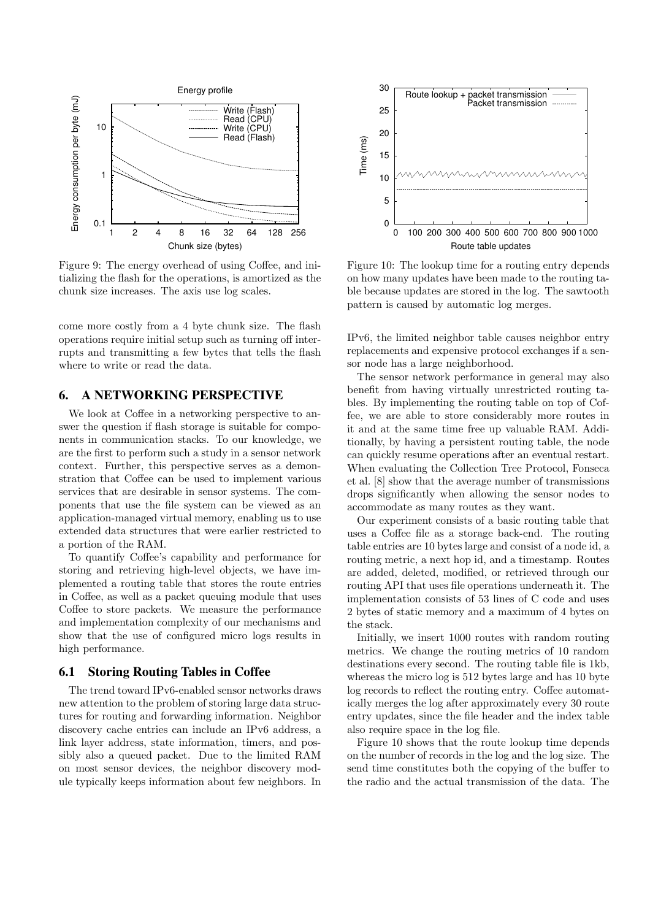Figure 9: The energy overhead of using Coffee, and initializing the flash for the operations, is amortized as the chunk size increases. The axis use log scales.

Figure 10: The lookup time for a routing entry depends on how many updates have been made to the routing table because updates are stored in the log. The sawtooth pattern is caused by automatic log merges.

come more costly from a 4 byte chunk size. The flash operations require initial setup such as turning off interrupts and transmitting a few bytes that tells the flash where to write or read the data.

## 6. A NETWORKING PERSPECTIVE

We look at Coffee in a networking perspective to answer the question if flash storage is suitable for components in communication stacks. To our knowledge, we are the first to perform such a study in a sensor network context. Further, this perspective serves as a demonstration that Coffee can be used to implement various services that are desirable in sensor systems. The components that use the file system can be viewed as an application-managed virtual memory, enabling us to use extended data structures that were earlier restricted to a portion of the RAM.

To quantify Coffee's capability and performance for storing and retrieving high-level objects, we have implemented a routing table that stores the route entries in Coffee, as well as a packet queuing module that uses Coffee to store packets. We measure the performance and implementation complexity of our mechanisms and show that the use of configured micro logs results in high performance.

### 6.1 Storing Routing Tables in Coffee

The trend toward IPv6-enabled sensor networks draws new attention to the problem of storing large data structures for routing and forwarding information. Neighbor discovery cache entries can include an IPv6 address, a link layer address, state information, timers, and possibly also a queued packet. Due to the limited RAM on most sensor devices, the neighbor discovery module typically keeps information about few neighbors. In IPv6, the limited neighbor table causes neighbor entry replacements and expensive protocol exchanges if a sensor node has a large neighborhood.

The sensor network performance in general may also benefit from having virtually unrestricted routing tables. By implementing the routing table on top of Coffee, we are able to store considerably more routes in it and at the same time free up valuable RAM. Additionally, by having a persistent routing table, the node can quickly resume operations after an eventual restart. When evaluating the Collection Tree Protocol, Fonseca et al. [8] show that the average number of transmissions drops significantly when allowing the sensor nodes to accommodate as many routes as they want.

Our experiment consists of a basic routing table that uses a Coffee file as a storage back-end. The routing table entries are 10 bytes large and consist of a node id, a routing metric, a next hop id, and a timestamp. Routes are added, deleted, modified, or retrieved through our routing API that uses file operations underneath it. The implementation consists of 53 lines of C code and uses 2 bytes of static memory and a maximum of 4 bytes on the stack.

Initially, we insert 1000 routes with random routing metrics. We change the routing metrics of 10 random destinations every second. The routing table file is 1kb, whereas the micro log is 512 bytes large and has 10 byte log records to reflect the routing entry. Coffee automatically merges the log after approximately every 30 route entry updates, since the file header and the index table also require space in the log file.

Figure 10 shows that the route lookup time depends on the number of records in the log and the log size. The send time constitutes both the copying of the buffer to the radio and the actual transmission of the data. The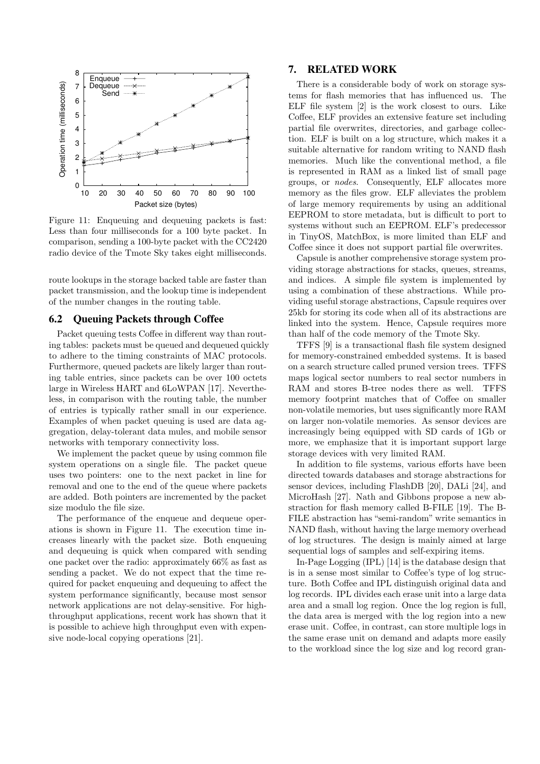Figure 11: Enqueuing and dequeuing packets is fast: Less than four milliseconds for a 100 byte packet. In comparison, sending a 100-byte packet with the CC2420 radio device of the Tmote Sky takes eight milliseconds.

route lookups in the storage backed table are faster than packet transmission, and the lookup time is independent of the number changes in the routing table.

## 6.2 Queuing Packets through Coffee

Packet queuing tests Coffee in different way than routing tables: packets must be queued and dequeued quickly to adhere to the timing constraints of MAC protocols. Furthermore, queued packets are likely larger than routing table entries, since packets can be over 100 octets large in Wireless HART and 6LoWPAN [17]. Nevertheless, in comparison with the routing table, the number of entries is typically rather small in our experience. Examples of when packet queuing is used are data aggregation, delay-tolerant data mules, and mobile sensor networks with temporary connectivity loss.

We implement the packet queue by using common file system operations on a single file. The packet queue uses two pointers: one to the next packet in line for removal and one to the end of the queue where packets are added. Both pointers are incremented by the packet size modulo the file size.

The performance of the enqueue and dequeue operations is shown in Figure 11. The execution time increases linearly with the packet size. Both enqueuing and dequeuing is quick when compared with sending one packet over the radio: approximately 66% as fast as sending a packet. We do not expect that the time required for packet enqueuing and dequeuing to affect the system performance significantly, because most sensor network applications are not delay-sensitive. For high-throughput applications, recent work has shown that it is possible to achieve high throughput even with expensive node-local copying operations [21].

# 7. RELATED WORK

There is a considerable body of work on storage systems for flash memories that has influenced us. The ELF file system [2] is the work closest to ours. Like Coffee, ELF provides an extensive feature set including partial file overwrites, directories, and garbage collection. ELF is built on a log structure, which makes it a suitable alternative for random writing to NAND flash memories. Much like the conventional method, a file is represented in RAM as a linked list of small page groups, or *nodes*. Consequently, ELF allocates more memory as the files grow. ELF alleviates the problem of large memory requirements by using an additional EEPROM to store metadata, but is difficult to port to systems without such an EEPROM. ELF's predecessor in TinyOS, MatchBox, is more limited than ELF and Coffee since it does not support partial file overwrites.

Capsule is another comprehensive storage system providing storage abstractions for stacks, queues, streams, and indices. A simple file system is implemented by using a combination of these abstractions. While providing useful storage abstractions, Capsule requires over 25kb for storing its code when all of its abstractions are linked into the system. Hence, Capsule requires more than half of the code memory of the Tmote Sky.

TFFS [9] is a transactional flash file system designed for memory-constrained embedded systems. It is based on a search structure called pruned version trees. TFFS maps logical sector numbers to real sector numbers in RAM and stores B-tree nodes there as well. TFFS memory footprint matches that of Coffee on smaller non-volatile memories, but uses significantly more RAM on larger non-volatile memories. As sensor devices are increasingly being equipped with SD cards of 1Gb or more, we emphasize that it is important support large storage devices with very limited RAM.

In addition to file systems, various efforts have been directed towards databases and storage abstractions for sensor devices, including FlashDB [20], DALi [24], and MicroHash [27]. Nath and Gibbons propose a new abstraction for flash memory called B-FILE [19]. The B-FILE abstraction has "semi-random" write semantics in NAND flash, without having the large memory overhead of log structures. The design is mainly aimed at large sequential logs of samples and self-expiring items.

In-Page Logging (IPL) [14] is the database design that is in a sense most similar to Coffee's type of log structure. Both Coffee and IPL distinguish original data and log records. IPL divides each erase unit into a large data area and a small log region. Once the log region is full, the data area is merged with the log region into a new erase unit. Coffee, in contrast, can store multiple logs in the same erase unit on demand and adapts more easily to the workload since the log size and log record gran-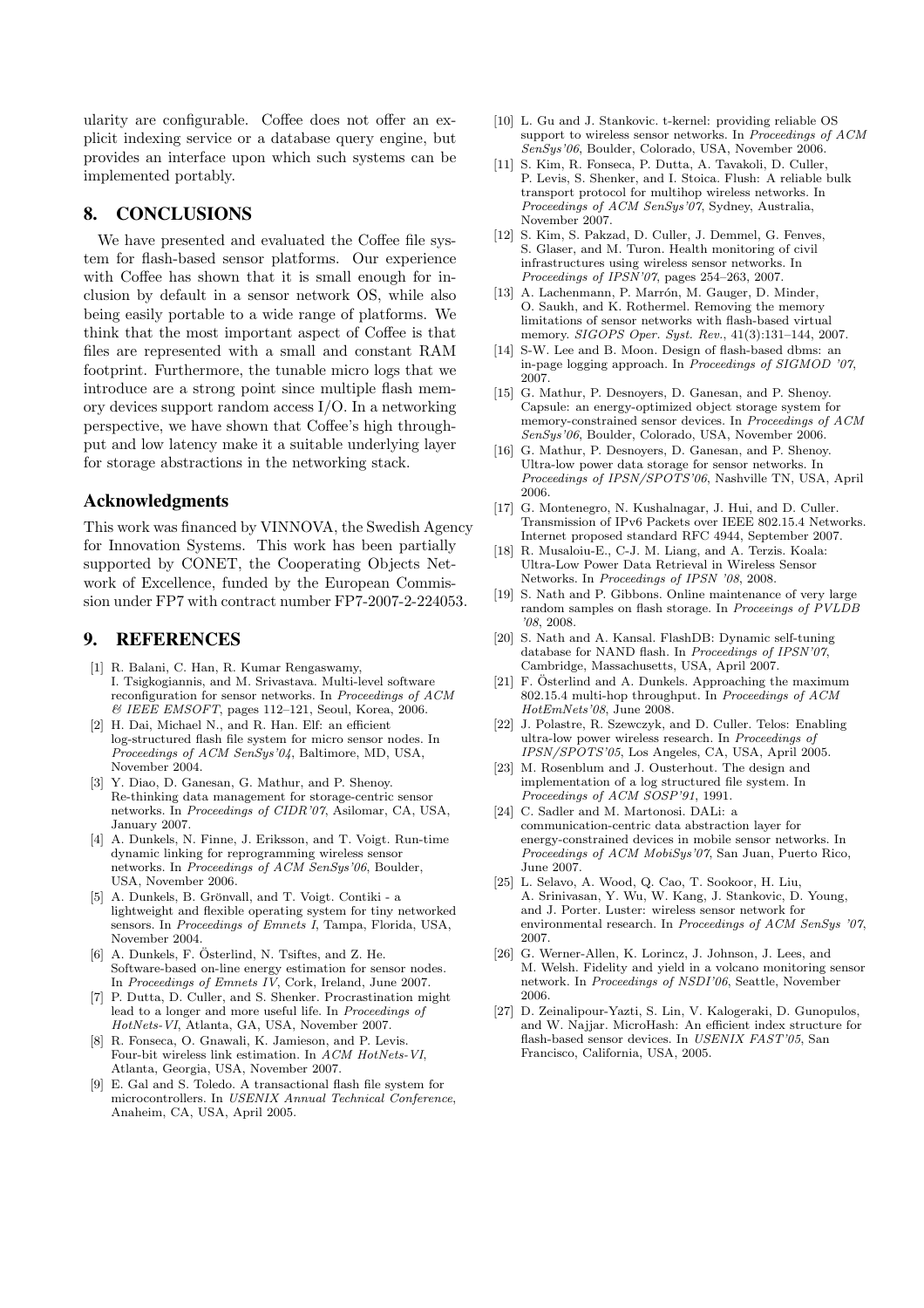ularity are configurable. Coffee does not offer an explicit indexing service or a database query engine, but provides an interface upon which such systems can be implemented portably.

## 8. CONCLUSIONS

We have presented and evaluated the Coffee file system for flash-based sensor platforms. Our experience with Coffee has shown that it is small enough for inclusion by default in a sensor network OS, while also being easily portable to a wide range of platforms. We think that the most important aspect of Coffee is that files are represented with a small and constant RAM footprint. Furthermore, the tunable micro logs that we introduce are a strong point since multiple flash memory devices support random access I/O. In a networking perspective, we have shown that Coffee's high throughput and low latency make it a suitable underlying layer for storage abstractions in the networking stack.

### Acknowledgments

This work was financed by VINNOVA, the Swedish Agency for Innovation Systems. This work has been partially supported by CONET, the Cooperating Objects Network of Excellence, funded by the European Commission under FP7 with contract number FP7-2007-2-224053.

## 9. REFERENCES

[1] R. Balani, C. Han, R. Kumar Rengaswamy, I. Tsigkogiannis, and M. Srivastava. Multi-level software reconfiguration for sensor networks. In *Proceedings of ACM & IEEE EMSOFT*, pages 112–121, Seoul, Korea, 2006.

[2] H. Dai, Michael N., and R. Han. Elf: an efficient log-structured flash file system for micro sensor nodes. In *Proceedings of ACM SenSys'04*, Baltimore, MD, USA, November 2004.

[3] Y. Diao, D. Ganesan, G. Mathur, and P. Shenoy. Re-thinking data management for storage-centric sensor networks. In *Proceedings of CIDR'07*, Asilomar, CA, USA, January 2007.

[4] A. Dunkels, N. Finne, J. Eriksson, and T. Voigt. Run-time dynamic linking for reprogramming wireless sensor networks. In *Proceedings of ACM SenSys'06*, Boulder, USA, November 2006.

[5] A. Dunkels, B. Grönvall, and T. Voigt. Contiki - a lightweight and flexible operating system for tiny networked sensors. In *Proceedings of Emnets I*, Tampa, Florida, USA, November 2004.

[6] A. Dunkels, F. Österlind, N. Tsiftes, and Z. He. Software-based on-line energy estimation for sensor nodes. In *Proceedings of Emnets IV*, Cork, Ireland, June 2007.

[7] P. Dutta, D. Culler, and S. Shenker. Procrastination might lead to a longer and more useful life. In *Proceedings of HotNets-VI*, Atlanta, GA, USA, November 2007.

[8] R. Fonseca, O. Gnawali, K. Jamieson, and P. Levis. Four-bit wireless link estimation. In *ACM HotNets-VI*, Atlanta, Georgia, USA, November 2007.

[9] E. Gal and S. Toledo. A transactional flash file system for microcontrollers. In *USENIX Annual Technical Conference*, Anaheim, CA, USA, April 2005.

[10] L. Gu and J. Stankovic. t-kernel: providing reliable OS support to wireless sensor networks. In *Proceedings of ACM SenSys'06*, Boulder, Colorado, USA, November 2006.

[11] S. Kim, R. Fonseca, P. Dutta, A. Tavakoli, D. Culler, P. Levis, S. Shenker, and I. Stoica. Flush: A reliable bulk transport protocol for multihop wireless networks. In *Proceedings of ACM SenSys'07*, Sydney, Australia, November 2007.

[12] S. Kim, S. Pakzad, D. Culler, J. Demmel, G. Fenves, S. Glaser, and M. Turon. Health monitoring of civil infrastructures using wireless sensor networks. In *Proceedings of IPSN'07*, pages 254–263, 2007.

[13] A. Lachenmann, P. Marrón, M. Gauger, D. Minder, O. Saukh, and K. Rothermel. Removing the memory limitations of sensor networks with flash-based virtual memory. *SIGOPS Oper. Syst. Rev.*, 41(3):131–144, 2007.

[14] S-W. Lee and B. Moon. Design of flash-based dbms: an in-page logging approach. In *Proceedings of SIGMOD '07*, 2007.

[15] G. Mathur, P. Desnoyers, D. Ganesan, and P. Shenoy. Capsule: an energy-optimized object storage system for memory-constrained sensor devices. In *Proceedings of ACM SenSys'06*, Boulder, Colorado, USA, November 2006.

[16] G. Mathur, P. Desnoyers, D. Ganesan, and P. Shenoy. Ultra-low power data storage for sensor networks. In *Proceedings of IPSN/SPOTS'06*, Nashville TN, USA, April 2006.

[17] G. Montenegro, N. Kushalnagar, J. Hui, and D. Culler. Transmission of IPv6 Packets over IEEE 802.15.4 Networks. Internet proposed standard RFC 4944, September 2007.

[18] R. Musaloiu-E., C-J. M. Liang, and A. Terzis. Koala: Ultra-Low Power Data Retrieval in Wireless Sensor Networks. In *Proceedings of IPSN '08*, 2008.

[19] S. Nath and P. Gibbons. Online maintenance of very large random samples on flash storage. In *Proceeings of PVLDB '08*, 2008.

[20] S. Nath and A. Kansal. FlashDB: Dynamic self-tuning database for NAND flash. In *Proceedings of IPSN'07*, Cambridge, Massachusetts, USA, April 2007.

[21] F. Österlind and A. Dunkels. Approaching the maximum 802.15.4 multi-hop throughput. In *Proceedings of ACM HotEmNets'08*, June 2008.

[22] J. Polastre, R. Szewczyk, and D. Culler. Telos: Enabling ultra-low power wireless research. In *Proceedings of IPSN/SPOTS'05*, Los Angeles, CA, USA, April 2005.

[23] M. Rosenblum and J. Ousterhout. The design and implementation of a log structured file system. In *Proceedings of ACM SOSP'91*, 1991.

[24] C. Sadler and M. Martonosi. DALi: a communication-centric data abstraction layer for energy-constrained devices in mobile sensor networks. In *Proceedings of ACM MobiSys'07*, San Juan, Puerto Rico, June 2007.

[25] L. Selavo, A. Wood, Q. Cao, T. Sookoor, H. Liu, A. Srinivasan, Y. Wu, W. Kang, J. Stankovic, D. Young, and J. Porter. Luster: wireless sensor network for environmental research. In *Proceedings of ACM SenSys '07*, 2007.

[26] G. Werner-Allen, K. Lorincz, J. Johnson, J. Lees, and M. Welsh. Fidelity and yield in a volcano monitoring sensor network. In *Proceedings of NSDI'06*, Seattle, November 2006.

[27] D. Zeinalipour-Yazti, S. Lin, V. Kalogeraki, D. Gunopulos, and W. Najjar. MicroHash: An efficient index structure for flash-based sensor devices. In *USENIX FAST'05*, San Francisco, California, USA, 2005.